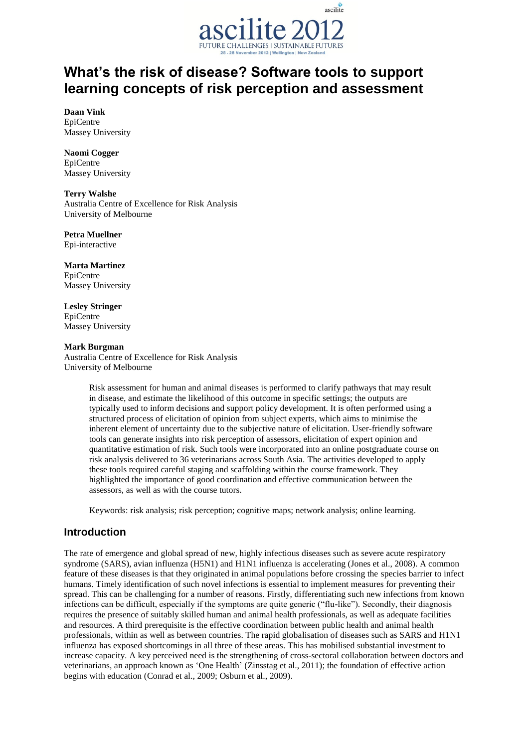# What's the risk of disease? Software tools to support learning concepts of risk perception and assessment

**Daan Vink**
EpiCentre
Massey University

**Naomi Cogger**
EpiCentre
Massey University

**Terry Walshe**
Australia Centre of Excellence for Risk Analysis
University of Melbourne

**Petra Muellner**
Epi-interactive

**Marta Martinez**
EpiCentre
Massey University

**Lesley Stringer**
EpiCentre
Massey University

**Mark Burgman**
Australia Centre of Excellence for Risk Analysis
University of Melbourne

> Risk assessment for human and animal diseases is performed to clarify pathways that may result in disease, and estimate the likelihood of this outcome in specific settings; the outputs are typically used to inform decisions and support policy development. It is often performed using a structured process of elicitation of opinion from subject experts, which aims to minimise the inherent element of uncertainty due to the subjective nature of elicitation. User-friendly software tools can generate insights into risk perception of assessors, elicitation of expert opinion and quantitative estimation of risk. Such tools were incorporated into an online postgraduate course on risk analysis delivered to 36 veterinarians across South Asia. The activities developed to apply these tools required careful staging and scaffolding within the course framework. They highlighted the importance of good coordination and effective communication between the assessors, as well as with the course tutors.
>
> Keywords: risk analysis; risk perception; cognitive maps; network analysis; online learning.

## Introduction

The rate of emergence and global spread of new, highly infectious diseases such as severe acute respiratory syndrome (SARS), avian influenza (H5N1) and H1N1 influenza is accelerating (Jones et al., 2008). A common feature of these diseases is that they originated in animal populations before crossing the species barrier to infect humans. Timely identification of such novel infections is essential to implement measures for preventing their spread. This can be challenging for a number of reasons. Firstly, differentiating such new infections from known infections can be difficult, especially if the symptoms are quite generic ("flu-like"). Secondly, their diagnosis requires the presence of suitably skilled human and animal health professionals, as well as adequate facilities and resources. A third prerequisite is the effective coordination between public health and animal health professionals, within as well as between countries. The rapid globalisation of diseases such as SARS and H1N1 influenza has exposed shortcomings in all three of these areas. This has mobilised substantial investment to increase capacity. A key perceived need is the strengthening of cross-sectoral collaboration between doctors and veterinarians, an approach known as 'One Health' (Zinsstag et al., 2011); the foundation of effective action begins with education (Conrad et al., 2009; Osburn et al., 2009).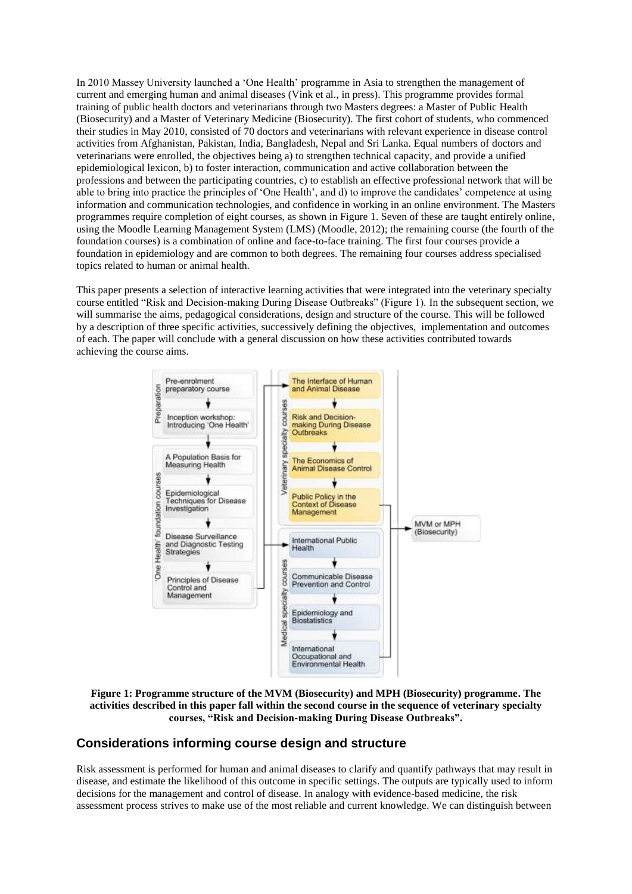In 2010 Massey University launched a 'One Health' programme in Asia to strengthen the management of current and emerging human and animal diseases (Vink et al., in press). This programme provides formal training of public health doctors and veterinarians through two Masters degrees: a Master of Public Health (Biosecurity) and a Master of Veterinary Medicine (Biosecurity). The first cohort of students, who commenced their studies in May 2010, consisted of 70 doctors and veterinarians with relevant experience in disease control activities from Afghanistan, Pakistan, India, Bangladesh, Nepal and Sri Lanka. Equal numbers of doctors and veterinarians were enrolled, the objectives being a) to strengthen technical capacity, and provide a unified epidemiological lexicon, b) to foster interaction, communication and active collaboration between the professions and between the participating countries, c) to establish an effective professional network that will be able to bring into practice the principles of 'One Health', and d) to improve the candidates' competence at using information and communication technologies, and confidence in working in an online environment. The Masters programmes require completion of eight courses, as shown in Figure 1. Seven of these are taught entirely online, using the Moodle Learning Management System (LMS) (Moodle, 2012); the remaining course (the fourth of the foundation courses) is a combination of online and face-to-face training. The first four courses provide a foundation in epidemiology and are common to both degrees. The remaining four courses address specialised topics related to human or animal health.

This paper presents a selection of interactive learning activities that were integrated into the veterinary specialty course entitled "Risk and Decision-making During Disease Outbreaks" (Figure 1). In the subsequent section, we will summarise the aims, pedagogical considerations, design and structure of the course. This will be followed by a description of three specific activities, successively defining the objectives, implementation and outcomes of each. The paper will conclude with a general discussion on how these activities contributed towards achieving the course aims.

**Figure 1: Programme structure of the MVM (Biosecurity) and MPH (Biosecurity) programme. The activities described in this paper fall within the second course in the sequence of veterinary specialty courses, "Risk and Decision-making During Disease Outbreaks".**

## Considerations informing course design and structure

Risk assessment is performed for human and animal diseases to clarify and quantify pathways that may result in disease, and estimate the likelihood of this outcome in specific settings. The outputs are typically used to inform decisions for the management and control of disease. In analogy with evidence-based medicine, the risk assessment process strives to make use of the most reliable and current knowledge. We can distinguish between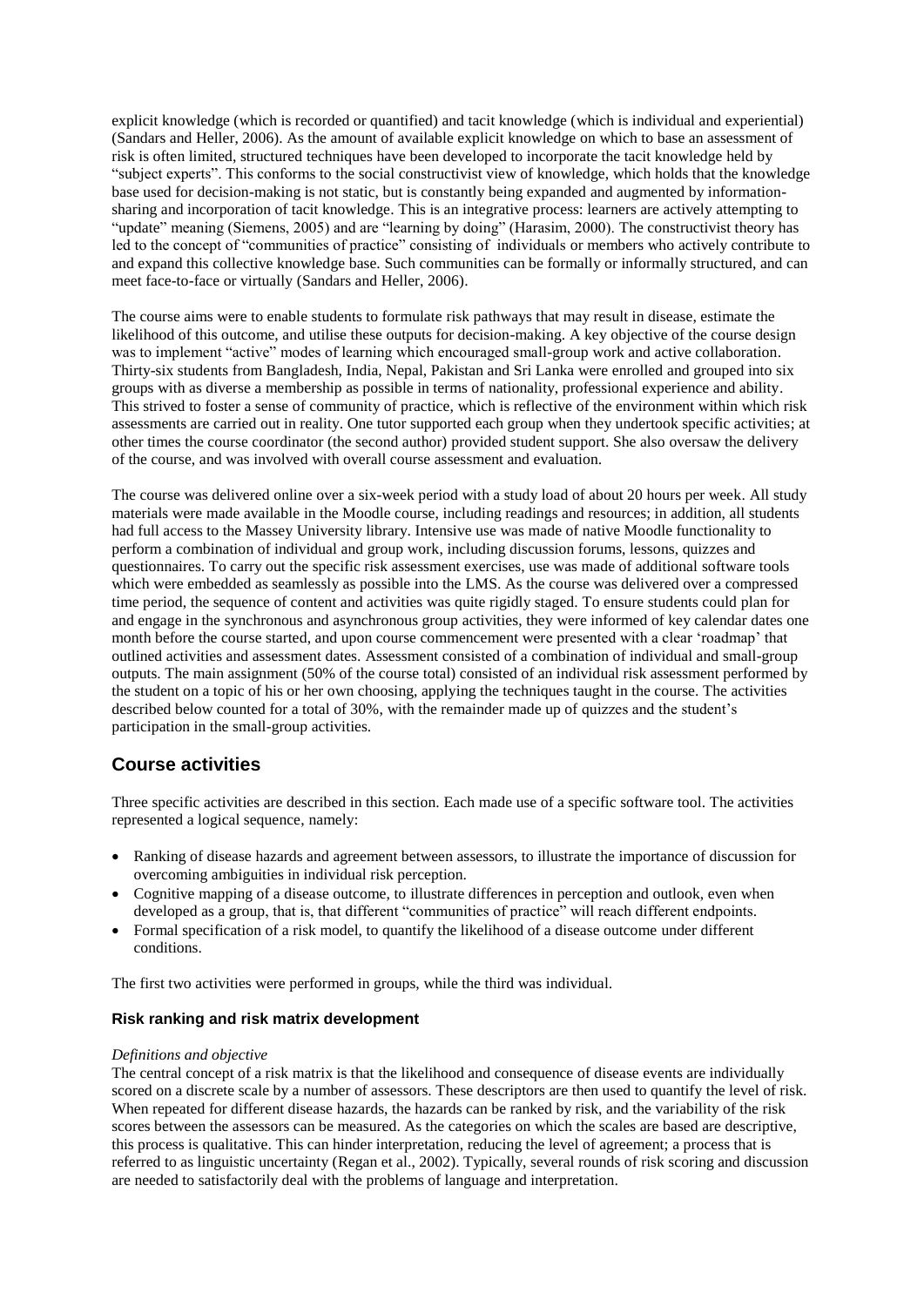explicit knowledge (which is recorded or quantified) and tacit knowledge (which is individual and experiential) (Sandars and Heller, 2006). As the amount of available explicit knowledge on which to base an assessment of risk is often limited, structured techniques have been developed to incorporate the tacit knowledge held by "subject experts". This conforms to the social constructivist view of knowledge, which holds that the knowledge base used for decision-making is not static, but is constantly being expanded and augmented by information-sharing and incorporation of tacit knowledge. This is an integrative process: learners are actively attempting to "update" meaning (Siemens, 2005) and are "learning by doing" (Harasim, 2000). The constructivist theory has led to the concept of "communities of practice" consisting of individuals or members who actively contribute to and expand this collective knowledge base. Such communities can be formally or informally structured, and can meet face-to-face or virtually (Sandars and Heller, 2006).

The course aims were to enable students to formulate risk pathways that may result in disease, estimate the likelihood of this outcome, and utilise these outputs for decision-making. A key objective of the course design was to implement "active" modes of learning which encouraged small-group work and active collaboration. Thirty-six students from Bangladesh, India, Nepal, Pakistan and Sri Lanka were enrolled and grouped into six groups with as diverse a membership as possible in terms of nationality, professional experience and ability. This strived to foster a sense of community of practice, which is reflective of the environment within which risk assessments are carried out in reality. One tutor supported each group when they undertook specific activities; at other times the course coordinator (the second author) provided student support. She also oversaw the delivery of the course, and was involved with overall course assessment and evaluation.

The course was delivered online over a six-week period with a study load of about 20 hours per week. All study materials were made available in the Moodle course, including readings and resources; in addition, all students had full access to the Massey University library. Intensive use was made of native Moodle functionality to perform a combination of individual and group work, including discussion forums, lessons, quizzes and questionnaires. To carry out the specific risk assessment exercises, use was made of additional software tools which were embedded as seamlessly as possible into the LMS. As the course was delivered over a compressed time period, the sequence of content and activities was quite rigidly staged. To ensure students could plan for and engage in the synchronous and asynchronous group activities, they were informed of key calendar dates one month before the course started, and upon course commencement were presented with a clear 'roadmap' that outlined activities and assessment dates. Assessment consisted of a combination of individual and small-group outputs. The main assignment (50% of the course total) consisted of an individual risk assessment performed by the student on a topic of his or her own choosing, applying the techniques taught in the course. The activities described below counted for a total of 30%, with the remainder made up of quizzes and the student's participation in the small-group activities.

## Course activities

Three specific activities are described in this section. Each made use of a specific software tool. The activities represented a logical sequence, namely:

- Ranking of disease hazards and agreement between assessors, to illustrate the importance of discussion for overcoming ambiguities in individual risk perception.
- Cognitive mapping of a disease outcome, to illustrate differences in perception and outlook, even when developed as a group, that is, that different "communities of practice" will reach different endpoints.
- Formal specification of a risk model, to quantify the likelihood of a disease outcome under different conditions.

The first two activities were performed in groups, while the third was individual.

### Risk ranking and risk matrix development

*Definitions and objective*

The central concept of a risk matrix is that the likelihood and consequence of disease events are individually scored on a discrete scale by a number of assessors. These descriptors are then used to quantify the level of risk. When repeated for different disease hazards, the hazards can be ranked by risk, and the variability of the risk scores between the assessors can be measured. As the categories on which the scales are based are descriptive, this process is qualitative. This can hinder interpretation, reducing the level of agreement; a process that is referred to as linguistic uncertainty (Regan et al., 2002). Typically, several rounds of risk scoring and discussion are needed to satisfactorily deal with the problems of language and interpretation.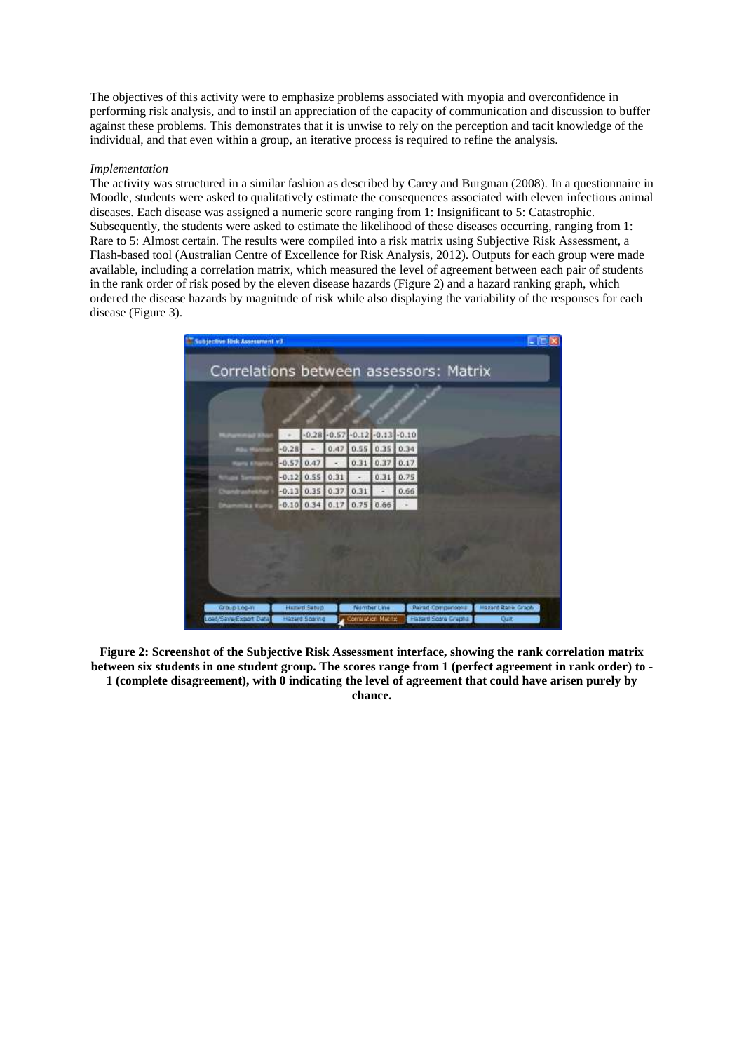The objectives of this activity were to emphasize problems associated with myopia and overconfidence in performing risk analysis, and to instil an appreciation of the capacity of communication and discussion to buffer against these problems. This demonstrates that it is unwise to rely on the perception and tacit knowledge of the individual, and that even within a group, an iterative process is required to refine the analysis.

*Implementation*

The activity was structured in a similar fashion as described by Carey and Burgman (2008). In a questionnaire in Moodle, students were asked to qualitatively estimate the consequences associated with eleven infectious animal diseases. Each disease was assigned a numeric score ranging from 1: Insignificant to 5: Catastrophic. Subsequently, the students were asked to estimate the likelihood of these diseases occurring, ranging from 1: Rare to 5: Almost certain. The results were compiled into a risk matrix using Subjective Risk Assessment, a Flash-based tool (Australian Centre of Excellence for Risk Analysis, 2012). Outputs for each group were made available, including a correlation matrix, which measured the level of agreement between each pair of students in the rank order of risk posed by the eleven disease hazards (Figure 2) and a hazard ranking graph, which ordered the disease hazards by magnitude of risk while also displaying the variability of the responses for each disease (Figure 3).

**Figure 2: Screenshot of the Subjective Risk Assessment interface, showing the rank correlation matrix between six students in one student group. The scores range from 1 (perfect agreement in rank order) to -1 (complete disagreement), with 0 indicating the level of agreement that could have arisen purely by chance.**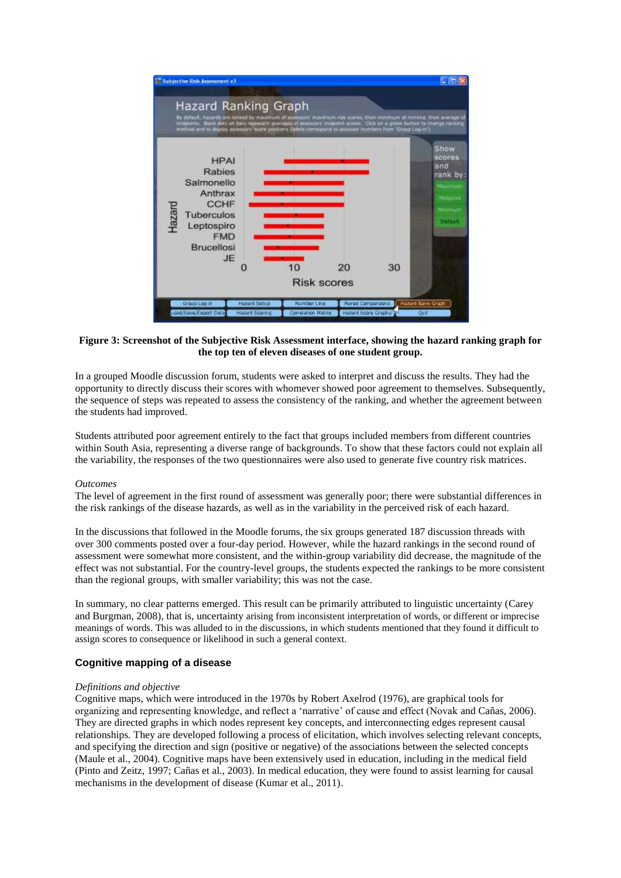**Figure 3: Screenshot of the Subjective Risk Assessment interface, showing the hazard ranking graph for the top ten of eleven diseases of one student group.**

In a grouped Moodle discussion forum, students were asked to interpret and discuss the results. They had the opportunity to directly discuss their scores with whomever showed poor agreement to themselves. Subsequently, the sequence of steps was repeated to assess the consistency of the ranking, and whether the agreement between the students had improved.

Students attributed poor agreement entirely to the fact that groups included members from different countries within South Asia, representing a diverse range of backgrounds. To show that these factors could not explain all the variability, the responses of the two questionnaires were also used to generate five country risk matrices.

*Outcomes*

The level of agreement in the first round of assessment was generally poor; there were substantial differences in the risk rankings of the disease hazards, as well as in the variability in the perceived risk of each hazard.

In the discussions that followed in the Moodle forums, the six groups generated 187 discussion threads with over 300 comments posted over a four-day period. However, while the hazard rankings in the second round of assessment were somewhat more consistent, and the within-group variability did decrease, the magnitude of the effect was not substantial. For the country-level groups, the students expected the rankings to be more consistent than the regional groups, with smaller variability; this was not the case.

In summary, no clear patterns emerged. This result can be primarily attributed to linguistic uncertainty (Carey and Burgman, 2008), that is, uncertainty arising from inconsistent interpretation of words, or different or imprecise meanings of words. This was alluded to in the discussions, in which students mentioned that they found it difficult to assign scores to consequence or likelihood in such a general context.

### Cognitive mapping of a disease

*Definitions and objective*

Cognitive maps, which were introduced in the 1970s by Robert Axelrod (1976), are graphical tools for organizing and representing knowledge, and reflect a 'narrative' of cause and effect (Novak and Cañas, 2006). They are directed graphs in which nodes represent key concepts, and interconnecting edges represent causal relationships. They are developed following a process of elicitation, which involves selecting relevant concepts, and specifying the direction and sign (positive or negative) of the associations between the selected concepts (Maule et al., 2004). Cognitive maps have been extensively used in education, including in the medical field (Pinto and Zeitz, 1997; Cañas et al., 2003). In medical education, they were found to assist learning for causal mechanisms in the development of disease (Kumar et al., 2011).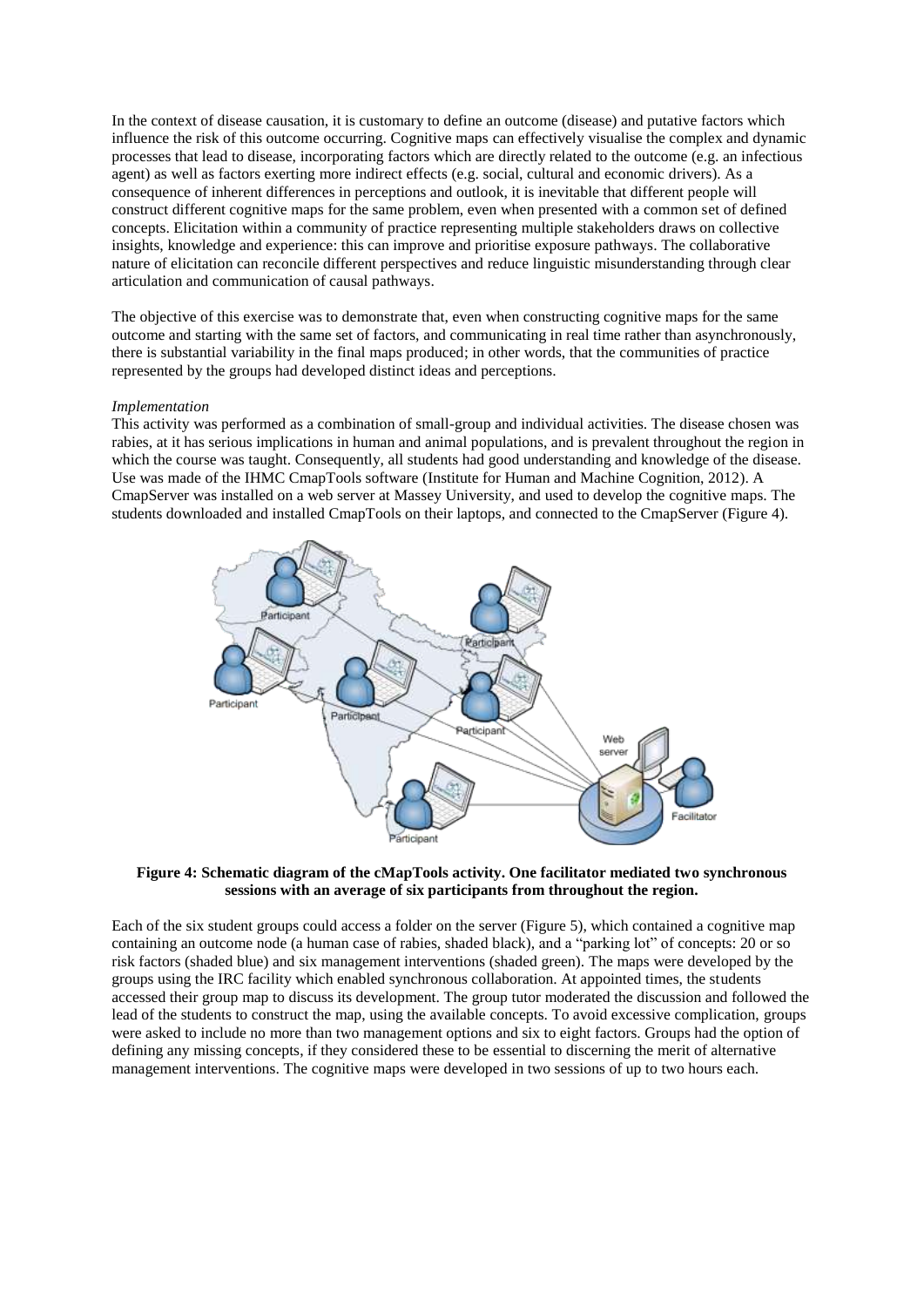In the context of disease causation, it is customary to define an outcome (disease) and putative factors which influence the risk of this outcome occurring. Cognitive maps can effectively visualise the complex and dynamic processes that lead to disease, incorporating factors which are directly related to the outcome (e.g. an infectious agent) as well as factors exerting more indirect effects (e.g. social, cultural and economic drivers). As a consequence of inherent differences in perceptions and outlook, it is inevitable that different people will construct different cognitive maps for the same problem, even when presented with a common set of defined concepts. Elicitation within a community of practice representing multiple stakeholders draws on collective insights, knowledge and experience: this can improve and prioritise exposure pathways. The collaborative nature of elicitation can reconcile different perspectives and reduce linguistic misunderstanding through clear articulation and communication of causal pathways.

The objective of this exercise was to demonstrate that, even when constructing cognitive maps for the same outcome and starting with the same set of factors, and communicating in real time rather than asynchronously, there is substantial variability in the final maps produced; in other words, that the communities of practice represented by the groups had developed distinct ideas and perceptions.

*Implementation*

This activity was performed as a combination of small-group and individual activities. The disease chosen was rabies, at it has serious implications in human and animal populations, and is prevalent throughout the region in which the course was taught. Consequently, all students had good understanding and knowledge of the disease. Use was made of the IHMC CmapTools software (Institute for Human and Machine Cognition, 2012). A CmapServer was installed on a web server at Massey University, and used to develop the cognitive maps. The students downloaded and installed CmapTools on their laptops, and connected to the CmapServer (Figure 4).

**Figure 4: Schematic diagram of the cMapTools activity. One facilitator mediated two synchronous sessions with an average of six participants from throughout the region.**

Each of the six student groups could access a folder on the server (Figure 5), which contained a cognitive map containing an outcome node (a human case of rabies, shaded black), and a "parking lot" of concepts: 20 or so risk factors (shaded blue) and six management interventions (shaded green). The maps were developed by the groups using the IRC facility which enabled synchronous collaboration. At appointed times, the students accessed their group map to discuss its development. The group tutor moderated the discussion and followed the lead of the students to construct the map, using the available concepts. To avoid excessive complication, groups were asked to include no more than two management options and six to eight factors. Groups had the option of defining any missing concepts, if they considered these to be essential to discerning the merit of alternative management interventions. The cognitive maps were developed in two sessions of up to two hours each.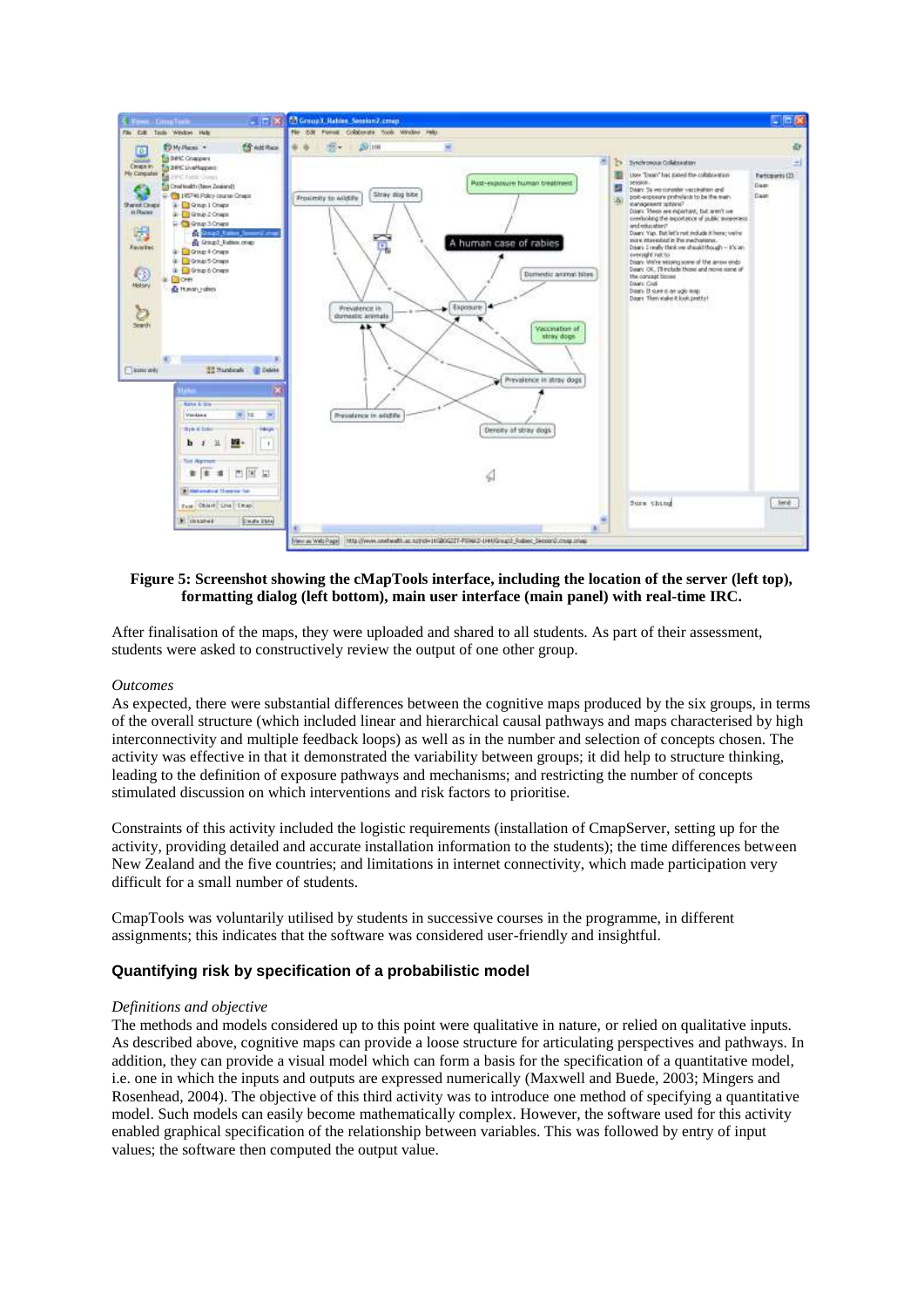**Figure 5: Screenshot showing the cMapTools interface, including the location of the server (left top), formatting dialog (left bottom), main user interface (main panel) with real-time IRC.**

After finalisation of the maps, they were uploaded and shared to all students. As part of their assessment, students were asked to constructively review the output of one other group.

*Outcomes*

As expected, there were substantial differences between the cognitive maps produced by the six groups, in terms of the overall structure (which included linear and hierarchical causal pathways and maps characterised by high interconnectivity and multiple feedback loops) as well as in the number and selection of concepts chosen. The activity was effective in that it demonstrated the variability between groups; it did help to structure thinking, leading to the definition of exposure pathways and mechanisms; and restricting the number of concepts stimulated discussion on which interventions and risk factors to prioritise.

Constraints of this activity included the logistic requirements (installation of CmapServer, setting up for the activity, providing detailed and accurate installation information to the students); the time differences between New Zealand and the five countries; and limitations in internet connectivity, which made participation very difficult for a small number of students.

CmapTools was voluntarily utilised by students in successive courses in the programme, in different assignments; this indicates that the software was considered user-friendly and insightful.

## Quantifying risk by specification of a probabilistic model

*Definitions and objective*

The methods and models considered up to this point were qualitative in nature, or relied on qualitative inputs. As described above, cognitive maps can provide a loose structure for articulating perspectives and pathways. In addition, they can provide a visual model which can form a basis for the specification of a quantitative model, i.e. one in which the inputs and outputs are expressed numerically (Maxwell and Buede, 2003; Mingers and Rosenhead, 2004). The objective of this third activity was to introduce one method of specifying a quantitative model. Such models can easily become mathematically complex. However, the software used for this activity enabled graphical specification of the relationship between variables. This was followed by entry of input values; the software then computed the output value.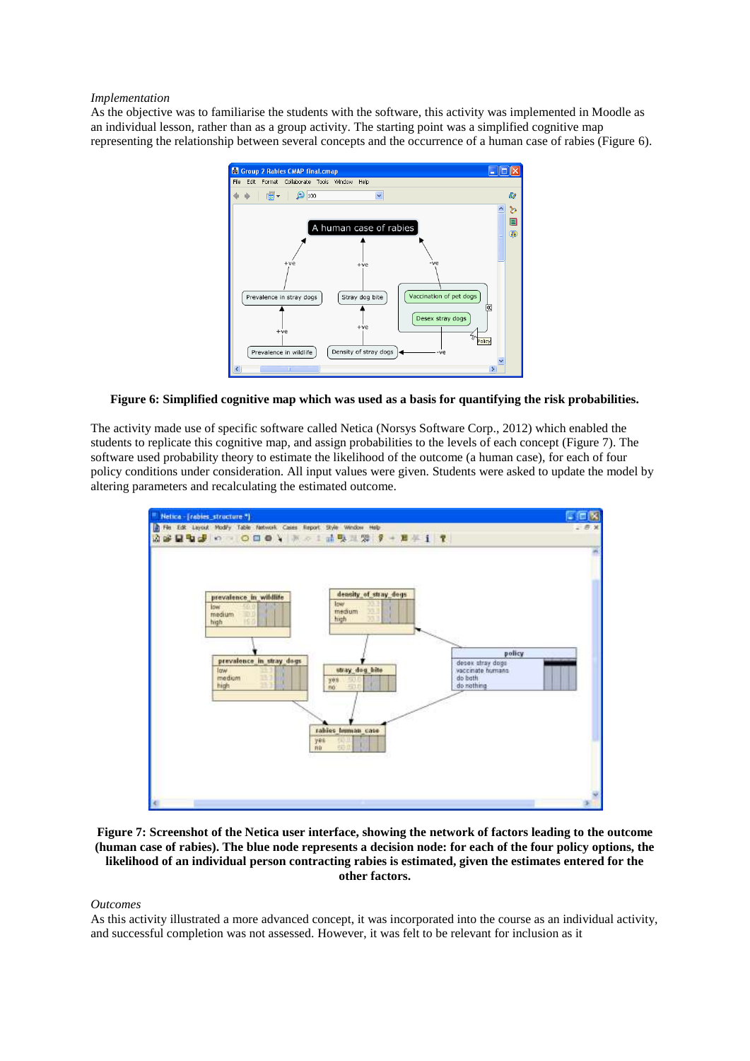*Implementation*

As the objective was to familiarise the students with the software, this activity was implemented in Moodle as an individual lesson, rather than as a group activity. The starting point was a simplified cognitive map representing the relationship between several concepts and the occurrence of a human case of rabies (Figure 6).

**Figure 6: Simplified cognitive map which was used as a basis for quantifying the risk probabilities.**

The activity made use of specific software called Netica (Norsys Software Corp., 2012) which enabled the students to replicate this cognitive map, and assign probabilities to the levels of each concept (Figure 7). The software used probability theory to estimate the likelihood of the outcome (a human case), for each of four policy conditions under consideration. All input values were given. Students were asked to update the model by altering parameters and recalculating the estimated outcome.

**Figure 7: Screenshot of the Netica user interface, showing the network of factors leading to the outcome (human case of rabies). The blue node represents a decision node: for each of the four policy options, the likelihood of an individual person contracting rabies is estimated, given the estimates entered for the other factors.**

*Outcomes*

As this activity illustrated a more advanced concept, it was incorporated into the course as an individual activity, and successful completion was not assessed. However, it was felt to be relevant for inclusion as it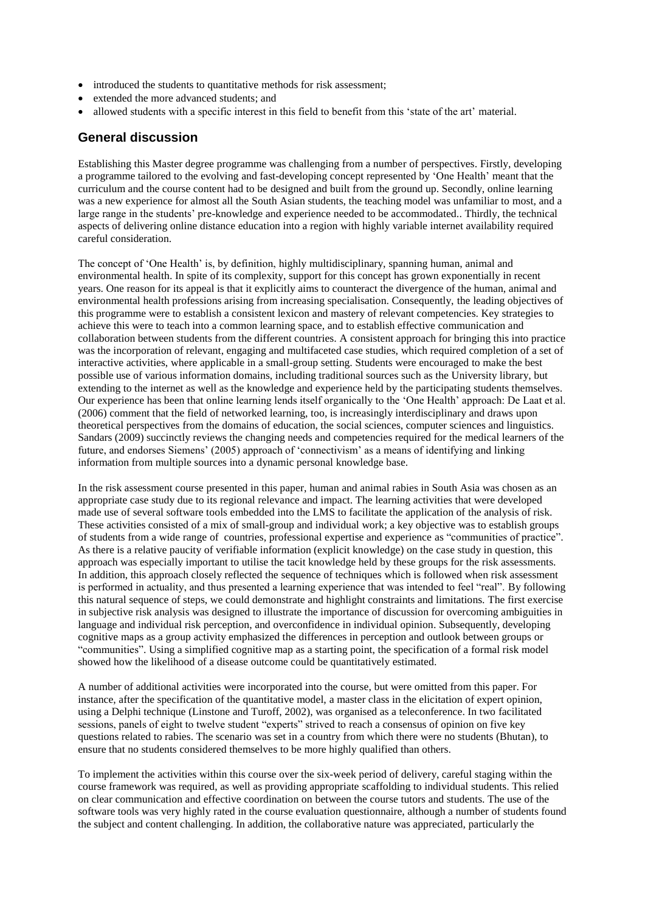- introduced the students to quantitative methods for risk assessment;
- extended the more advanced students; and
- allowed students with a specific interest in this field to benefit from this 'state of the art' material.

## General discussion

Establishing this Master degree programme was challenging from a number of perspectives. Firstly, developing a programme tailored to the evolving and fast-developing concept represented by 'One Health' meant that the curriculum and the course content had to be designed and built from the ground up. Secondly, online learning was a new experience for almost all the South Asian students, the teaching model was unfamiliar to most, and a large range in the students' pre-knowledge and experience needed to be accommodated.. Thirdly, the technical aspects of delivering online distance education into a region with highly variable internet availability required careful consideration.

The concept of 'One Health' is, by definition, highly multidisciplinary, spanning human, animal and environmental health. In spite of its complexity, support for this concept has grown exponentially in recent years. One reason for its appeal is that it explicitly aims to counteract the divergence of the human, animal and environmental health professions arising from increasing specialisation. Consequently, the leading objectives of this programme were to establish a consistent lexicon and mastery of relevant competencies. Key strategies to achieve this were to teach into a common learning space, and to establish effective communication and collaboration between students from the different countries. A consistent approach for bringing this into practice was the incorporation of relevant, engaging and multifaceted case studies, which required completion of a set of interactive activities, where applicable in a small-group setting. Students were encouraged to make the best possible use of various information domains, including traditional sources such as the University library, but extending to the internet as well as the knowledge and experience held by the participating students themselves. Our experience has been that online learning lends itself organically to the 'One Health' approach: De Laat et al. (2006) comment that the field of networked learning, too, is increasingly interdisciplinary and draws upon theoretical perspectives from the domains of education, the social sciences, computer sciences and linguistics. Sandars (2009) succinctly reviews the changing needs and competencies required for the medical learners of the future, and endorses Siemens' (2005) approach of 'connectivism' as a means of identifying and linking information from multiple sources into a dynamic personal knowledge base.

In the risk assessment course presented in this paper, human and animal rabies in South Asia was chosen as an appropriate case study due to its regional relevance and impact. The learning activities that were developed made use of several software tools embedded into the LMS to facilitate the application of the analysis of risk. These activities consisted of a mix of small-group and individual work; a key objective was to establish groups of students from a wide range of countries, professional expertise and experience as "communities of practice". As there is a relative paucity of verifiable information (explicit knowledge) on the case study in question, this approach was especially important to utilise the tacit knowledge held by these groups for the risk assessments. In addition, this approach closely reflected the sequence of techniques which is followed when risk assessment is performed in actuality, and thus presented a learning experience that was intended to feel "real". By following this natural sequence of steps, we could demonstrate and highlight constraints and limitations. The first exercise in subjective risk analysis was designed to illustrate the importance of discussion for overcoming ambiguities in language and individual risk perception, and overconfidence in individual opinion. Subsequently, developing cognitive maps as a group activity emphasized the differences in perception and outlook between groups or "communities". Using a simplified cognitive map as a starting point, the specification of a formal risk model showed how the likelihood of a disease outcome could be quantitatively estimated.

A number of additional activities were incorporated into the course, but were omitted from this paper. For instance, after the specification of the quantitative model, a master class in the elicitation of expert opinion, using a Delphi technique (Linstone and Turoff, 2002), was organised as a teleconference. In two facilitated sessions, panels of eight to twelve student "experts" strived to reach a consensus of opinion on five key questions related to rabies. The scenario was set in a country from which there were no students (Bhutan), to ensure that no students considered themselves to be more highly qualified than others.

To implement the activities within this course over the six-week period of delivery, careful staging within the course framework was required, as well as providing appropriate scaffolding to individual students. This relied on clear communication and effective coordination on between the course tutors and students. The use of the software tools was very highly rated in the course evaluation questionnaire, although a number of students found the subject and content challenging. In addition, the collaborative nature was appreciated, particularly the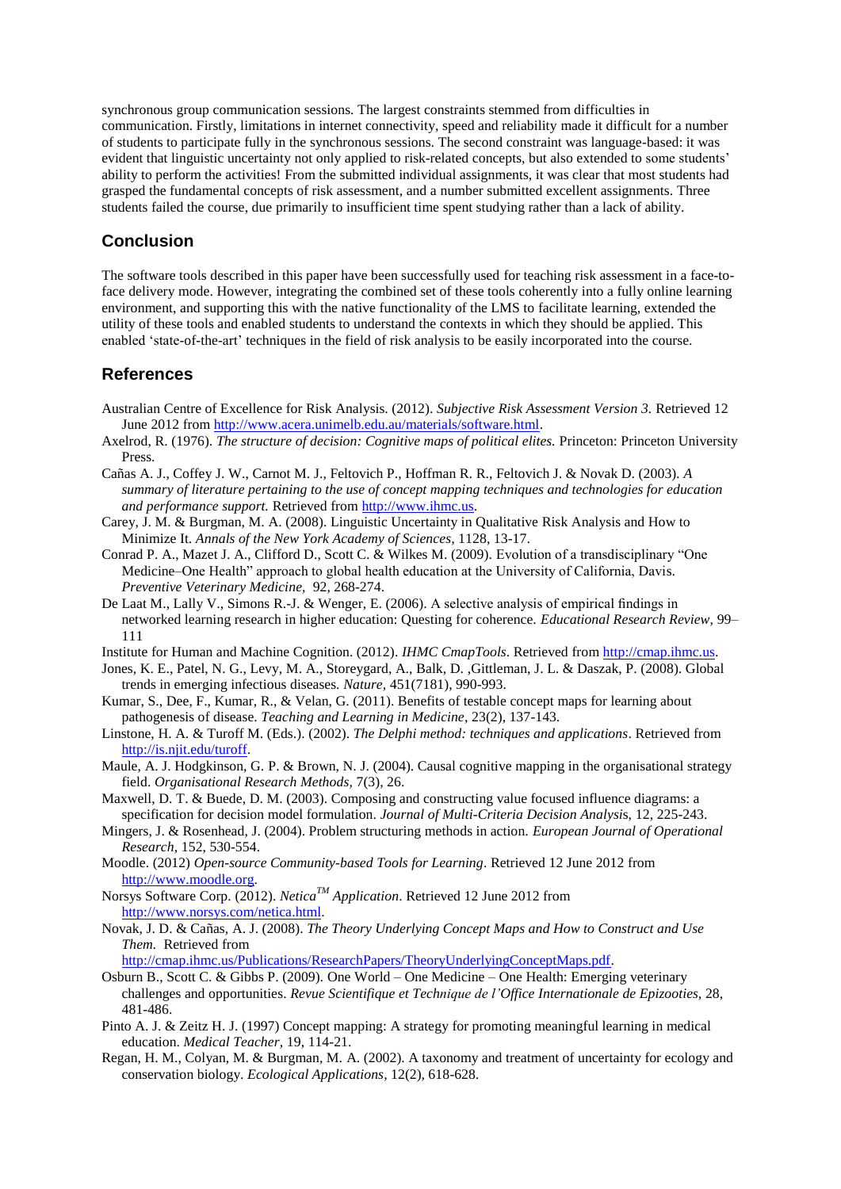synchronous group communication sessions. The largest constraints stemmed from difficulties in communication. Firstly, limitations in internet connectivity, speed and reliability made it difficult for a number of students to participate fully in the synchronous sessions. The second constraint was language-based: it was evident that linguistic uncertainty not only applied to risk-related concepts, but also extended to some students' ability to perform the activities! From the submitted individual assignments, it was clear that most students had grasped the fundamental concepts of risk assessment, and a number submitted excellent assignments. Three students failed the course, due primarily to insufficient time spent studying rather than a lack of ability.

## Conclusion

The software tools described in this paper have been successfully used for teaching risk assessment in a face-to-face delivery mode. However, integrating the combined set of these tools coherently into a fully online learning environment, and supporting this with the native functionality of the LMS to facilitate learning, extended the utility of these tools and enabled students to understand the contexts in which they should be applied. This enabled 'state-of-the-art' techniques in the field of risk analysis to be easily incorporated into the course.

## References

Australian Centre of Excellence for Risk Analysis. (2012). *Subjective Risk Assessment Version 3.* Retrieved 12 June 2012 from http://www.acera.unimelb.edu.au/materials/software.html.

Axelrod, R. (1976). *The structure of decision: Cognitive maps of political elites.* Princeton: Princeton University Press.

Cañas A. J., Coffey J. W., Carnot M. J., Feltovich P., Hoffman R. R., Feltovich J. & Novak D. (2003). *A summary of literature pertaining to the use of concept mapping techniques and technologies for education and performance support.* Retrieved from http://www.ihmc.us.

Carey, J. M. & Burgman, M. A. (2008). Linguistic Uncertainty in Qualitative Risk Analysis and How to Minimize It. *Annals of the New York Academy of Sciences,* 1128, 13-17.

Conrad P. A., Mazet J. A., Clifford D., Scott C. & Wilkes M. (2009). Evolution of a transdisciplinary "One Medicine–One Health" approach to global health education at the University of California, Davis. *Preventive Veterinary Medicine,* 92, 268-274.

De Laat M., Lally V., Simons R.-J. & Wenger, E. (2006). A selective analysis of empirical findings in networked learning research in higher education: Questing for coherence. *Educational Research Review,* 99–111

Institute for Human and Machine Cognition. (2012). *IHMC CmapTools*. Retrieved from http://cmap.ihmc.us.

Jones, K. E., Patel, N. G., Levy, M. A., Storeygard, A., Balk, D. ,Gittleman, J. L. & Daszak, P. (2008). Global trends in emerging infectious diseases. *Nature,* 451(7181), 990-993.

Kumar, S., Dee, F., Kumar, R., & Velan, G. (2011). Benefits of testable concept maps for learning about pathogenesis of disease. *Teaching and Learning in Medicine,* 23(2), 137-143.

Linstone, H. A. & Turoff M. (Eds.). (2002). *The Delphi method: techniques and applications*. Retrieved from http://is.njit.edu/turoff.

Maule, A. J. Hodgkinson, G. P. & Brown, N. J. (2004). Causal cognitive mapping in the organisational strategy field. *Organisational Research Methods,* 7(3), 26.

Maxwell, D. T. & Buede, D. M. (2003). Composing and constructing value focused influence diagrams: a specification for decision model formulation. *Journal of Multi-Criteria Decision Analysis*, 12, 225-243.

Mingers, J. & Rosenhead, J. (2004). Problem structuring methods in action. *European Journal of Operational Research,* 152, 530-554.

Moodle. (2012) *Open-source Community-based Tools for Learning*. Retrieved 12 June 2012 from http://www.moodle.org.

Norsys Software Corp. (2012). *Netica™ Application*. Retrieved 12 June 2012 from http://www.norsys.com/netica.html.

Novak, J. D. & Cañas, A. J. (2008). *The Theory Underlying Concept Maps and How to Construct and Use Them.* Retrieved from http://cmap.ihmc.us/Publications/ResearchPapers/TheoryUnderlyingConceptMaps.pdf.

Osburn B., Scott C. & Gibbs P. (2009). One World – One Medicine – One Health: Emerging veterinary challenges and opportunities. *Revue Scientifique et Technique de l'Office Internationale de Epizooties,* 28, 481-486.

Pinto A. J. & Zeitz H. J. (1997) Concept mapping: A strategy for promoting meaningful learning in medical education. *Medical Teacher,* 19, 114-21.

Regan, H. M., Colyan, M. & Burgman, M. A. (2002). A taxonomy and treatment of uncertainty for ecology and conservation biology. *Ecological Applications,* 12(2), 618-628.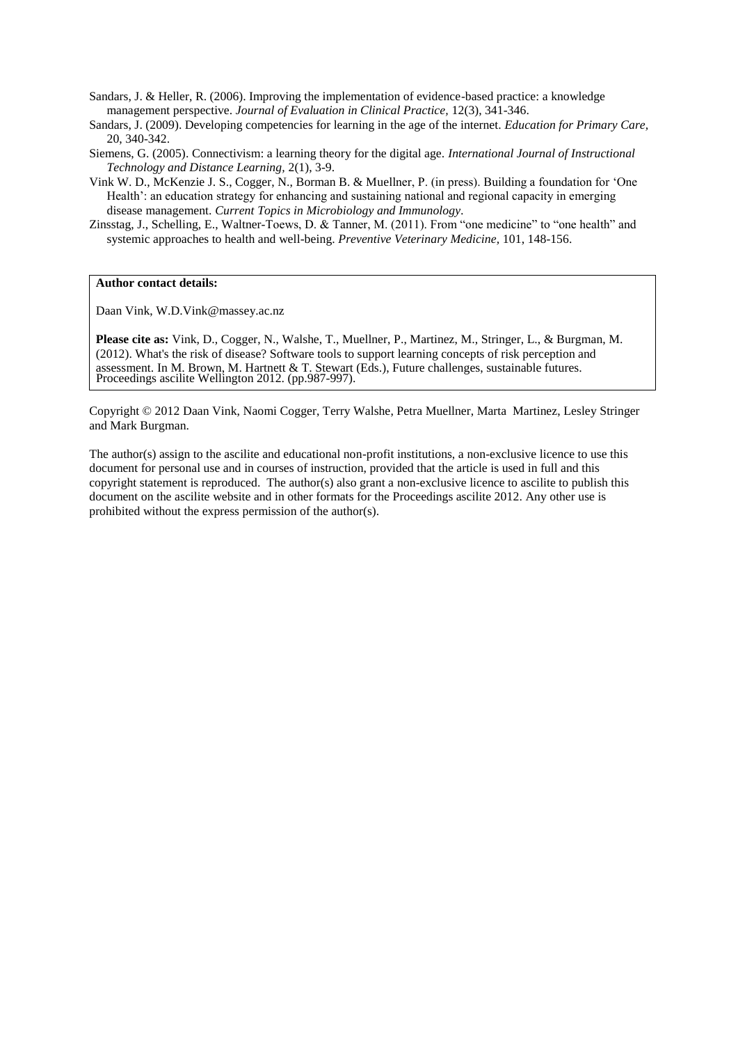Sandars, J. & Heller, R. (2006). Improving the implementation of evidence-based practice: a knowledge management perspective. *Journal of Evaluation in Clinical Practice,* 12(3), 341-346.

Sandars, J. (2009). Developing competencies for learning in the age of the internet. *Education for Primary Care,* 20, 340-342.

Siemens, G. (2005). Connectivism: a learning theory for the digital age. *International Journal of Instructional Technology and Distance Learning,* 2(1), 3-9.

Vink W. D., McKenzie J. S., Cogger, N., Borman B. & Muellner, P. (in press). Building a foundation for 'One Health': an education strategy for enhancing and sustaining national and regional capacity in emerging disease management. *Current Topics in Microbiology and Immunology.*

Zinsstag, J., Schelling, E., Waltner-Toews, D. & Tanner, M. (2011). From "one medicine" to "one health" and systemic approaches to health and well-being. *Preventive Veterinary Medicine,* 101, 148-156.

**Author contact details:**

Daan Vink, W.D.Vink@massey.ac.nz

**Please cite as:** Vink, D., Cogger, N., Walshe, T., Muellner, P., Martinez, M., Stringer, L., & Burgman, M. (2012). What's the risk of disease? Software tools to support learning concepts of risk perception and assessment. In M. Brown, M. Hartnett & T. Stewart (Eds.), Future challenges, sustainable futures. Proceedings ascilite Wellington 2012. (pp.987-997).

Copyright © 2012 Daan Vink, Naomi Cogger, Terry Walshe, Petra Muellner, Marta Martinez, Lesley Stringer and Mark Burgman.

The author(s) assign to the ascilite and educational non-profit institutions, a non-exclusive licence to use this document for personal use and in courses of instruction, provided that the article is used in full and this copyright statement is reproduced. The author(s) also grant a non-exclusive licence to ascilite to publish this document on the ascilite website and in other formats for the Proceedings ascilite 2012. Any other use is prohibited without the express permission of the author(s).